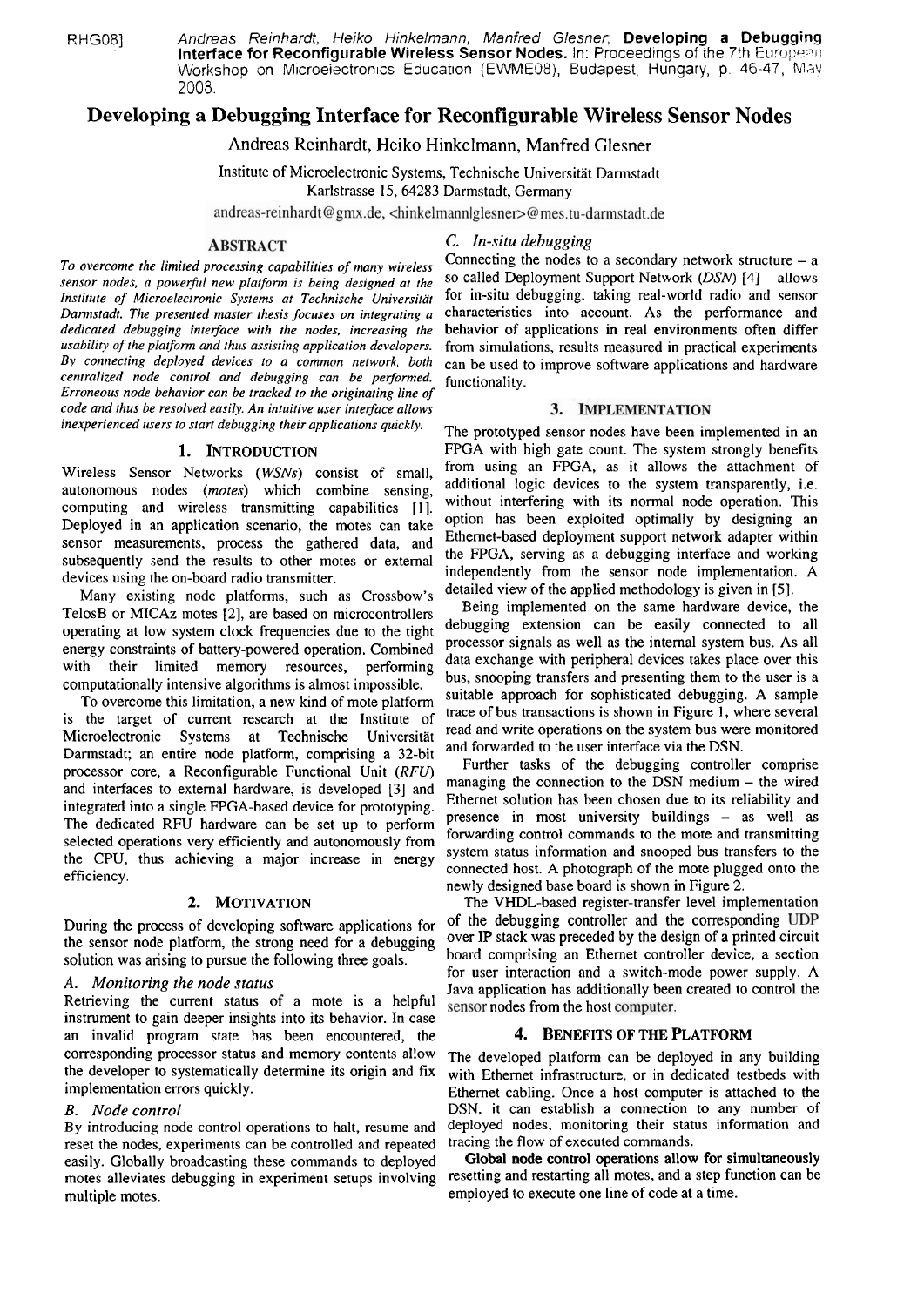RHG08] Andreas Reinhardt, Heiko Hinkelmann, Manfred Glesner, **Developing a Debugging Interface for Reconfigurable Wireless Sensor Nodes.** In: Proceedings of the 7th European Workshop on Microelectronics Education (EWME08), Budapest, Hungary, p. 46-47, May 2008.

# Developing a Debugging Interface for Reconfigurable Wireless Sensor Nodes

Andreas Reinhardt, Heiko Hinkelmann, Manfred Glesner

Institute of Microelectronic Systems, Technische Universität Darmstadt
Karlstrasse 15, 64283 Darmstadt, Germany

andreas-reinhardt@gmx.de, <hinkelmann|glesner>@mes.tu-darmstadt.de

## ABSTRACT

*To overcome the limited processing capabilities of many wireless sensor nodes, a powerful new platform is being designed at the Institute of Microelectronic Systems at Technische Universität Darmstadt. The presented master thesis focuses on integrating a dedicated debugging interface with the nodes, increasing the usability of the platform and thus assisting application developers. By connecting deployed devices to a common network, both centralized node control and debugging can be performed. Erroneous node behavior can be tracked to the originating line of code and thus be resolved easily. An intuitive user interface allows inexperienced users to start debugging their applications quickly.*

## 1. INTRODUCTION

Wireless Sensor Networks (*WSNs*) consist of small, autonomous nodes (*motes*) which combine sensing, computing and wireless transmitting capabilities [1]. Deployed in an application scenario, the motes can take sensor measurements, process the gathered data, and subsequently send the results to other motes or external devices using the on-board radio transmitter.

Many existing node platforms, such as Crossbow's TelosB or MICAz motes [2], are based on microcontrollers operating at low system clock frequencies due to the tight energy constraints of battery-powered operation. Combined with their limited memory resources, performing computationally intensive algorithms is almost impossible.

To overcome this limitation, a new kind of mote platform is the target of current research at the Institute of Microelectronic Systems at Technische Universität Darmstadt; an entire node platform, comprising a 32-bit processor core, a Reconfigurable Functional Unit (*RFU*) and interfaces to external hardware, is developed [3] and integrated into a single FPGA-based device for prototyping. The dedicated RFU hardware can be set up to perform selected operations very efficiently and autonomously from the CPU, thus achieving a major increase in energy efficiency.

## 2. MOTIVATION

During the process of developing software applications for the sensor node platform, the strong need for a debugging solution was arising to pursue the following three goals.

### *A. Monitoring the node status*

Retrieving the current status of a mote is a helpful instrument to gain deeper insights into its behavior. In case an invalid program state has been encountered, the corresponding processor status and memory contents allow the developer to systematically determine its origin and fix implementation errors quickly.

### *B. Node control*

By introducing node control operations to halt, resume and reset the nodes, experiments can be controlled and repeated easily. Globally broadcasting these commands to deployed motes alleviates debugging in experiment setups involving multiple motes.

### *C. In-situ debugging*

Connecting the nodes to a secondary network structure – a so called Deployment Support Network (*DSN*) [4] – allows for in-situ debugging, taking real-world radio and sensor characteristics into account. As the performance and behavior of applications in real environments often differ from simulations, results measured in practical experiments can be used to improve software applications and hardware functionality.

## 3. IMPLEMENTATION

The prototyped sensor nodes have been implemented in an FPGA with high gate count. The system strongly benefits from using an FPGA, as it allows the attachment of additional logic devices to the system transparently, i.e. without interfering with its normal node operation. This option has been exploited optimally by designing an Ethernet-based deployment support network adapter within the FPGA, serving as a debugging interface and working independently from the sensor node implementation. A detailed view of the applied methodology is given in [5].

Being implemented on the same hardware device, the debugging extension can be easily connected to all processor signals as well as the internal system bus. As all data exchange with peripheral devices takes place over this bus, snooping transfers and presenting them to the user is a suitable approach for sophisticated debugging. A sample trace of bus transactions is shown in Figure 1, where several read and write operations on the system bus were monitored and forwarded to the user interface via the DSN.

Further tasks of the debugging controller comprise managing the connection to the DSN medium – the wired Ethernet solution has been chosen due to its reliability and presence in most university buildings – as well as forwarding control commands to the mote and transmitting system status information and snooped bus transfers to the connected host. A photograph of the mote plugged onto the newly designed base board is shown in Figure 2.

The VHDL-based register-transfer level implementation of the debugging controller and the corresponding UDP over IP stack was preceded by the design of a printed circuit board comprising an Ethernet controller device, a section for user interaction and a switch-mode power supply. A Java application has additionally been created to control the sensor nodes from the host computer.

## 4. BENEFITS OF THE PLATFORM

The developed platform can be deployed in any building with Ethernet infrastructure, or in dedicated testbeds with Ethernet cabling. Once a host computer is attached to the DSN, it can establish a connection to any number of deployed nodes, monitoring their status information and tracing the flow of executed commands.

**Global node control operations allow for simultaneously** resetting and restarting all motes, and a step function can be employed to execute one line of code at a time.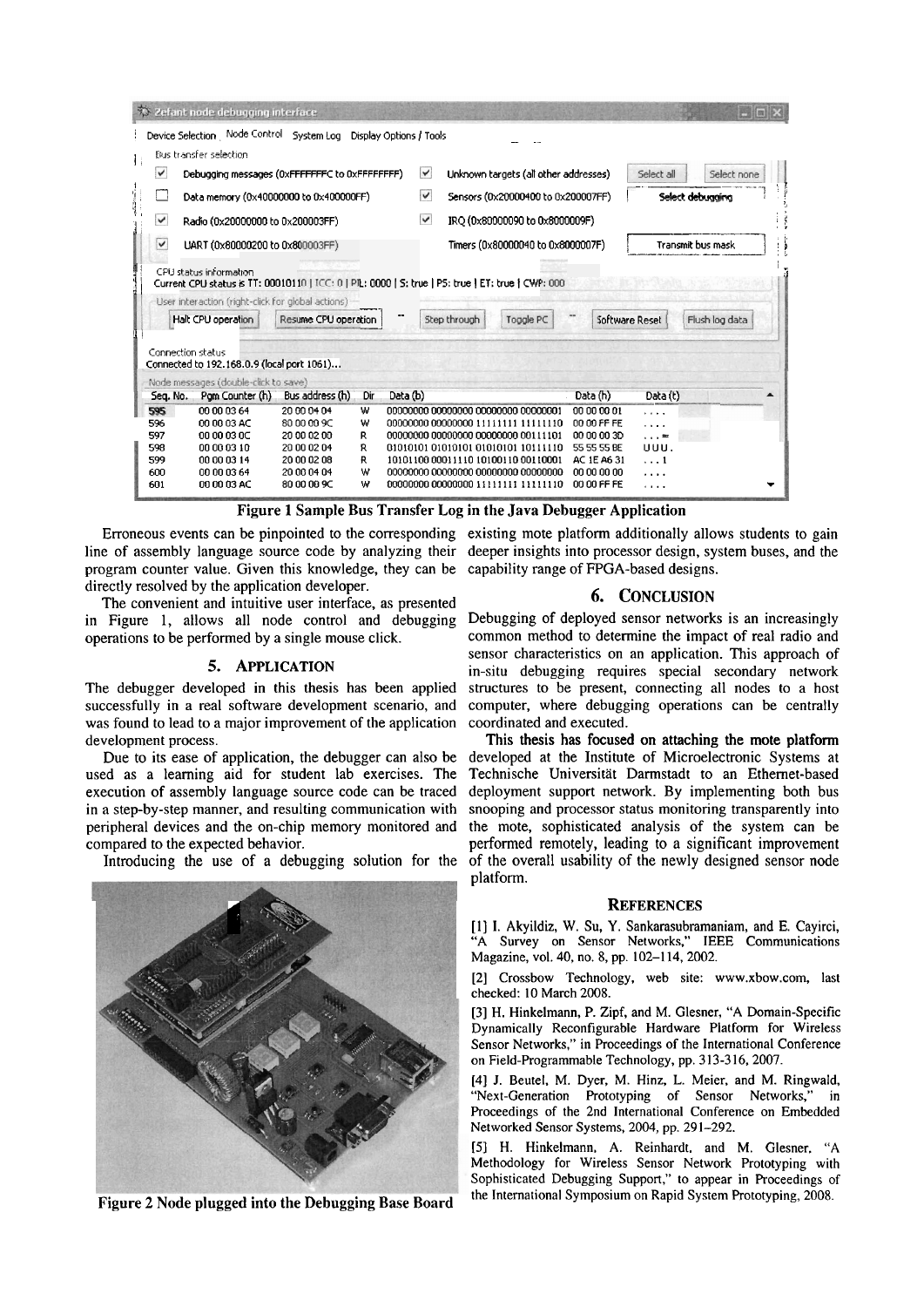Figure 1 Sample Bus Transfer Log in the Java Debugger Application

Erroneous events can be pinpointed to the corresponding line of assembly language source code by analyzing their program counter value. Given this knowledge, they can be directly resolved by the application developer.

The convenient and intuitive user interface, as presented in Figure 1, allows all node control and debugging operations to be performed by a single mouse click.

## 5. APPLICATION

The debugger developed in this thesis has been applied successfully in a real software development scenario, and was found to lead to a major improvement of the application development process.

Due to its ease of application, the debugger can also be used as a learning aid for student lab exercises. The execution of assembly language source code can be traced in a step-by-step manner, and resulting communication with peripheral devices and the on-chip memory monitored and compared to the expected behavior.

Introducing the use of a debugging solution for the existing mote platform additionally allows students to gain deeper insights into processor design, system buses, and the capability range of FPGA-based designs.

Figure 2 Node plugged into the Debugging Base Board

## 6. CONCLUSION

Debugging of deployed sensor networks is an increasingly common method to determine the impact of real radio and sensor characteristics on an application. This approach of in-situ debugging requires special secondary network structures to be present, connecting all nodes to a host computer, where debugging operations can be centrally coordinated and executed.

This thesis has focused on attaching the mote platform developed at the Institute of Microelectronic Systems at Technische Universität Darmstadt to an Ethernet-based deployment support network. By implementing both bus snooping and processor status monitoring transparently into the mote, sophisticated analysis of the system can be performed remotely, leading to a significant improvement of the overall usability of the newly designed sensor node platform.

## REFERENCES

[1] I. Akyildiz, W. Su, Y. Sankarasubramaniam, and E. Cayirci, "A Survey on Sensor Networks," IEEE Communications Magazine, vol. 40, no. 8, pp. 102–114, 2002.

[2] Crossbow Technology, web site: www.xbow.com, last checked: 10 March 2008.

[3] H. Hinkelmann, P. Zipf, and M. Glesner, "A Domain-Specific Dynamically Reconfigurable Hardware Platform for Wireless Sensor Networks," in Proceedings of the International Conference on Field-Programmable Technology, pp. 313-316, 2007.

[4] J. Beutel, M. Dyer, M. Hinz, L. Meier, and M. Ringwald, "Next-Generation Prototyping of Sensor Networks," in Proceedings of the 2nd International Conference on Embedded Networked Sensor Systems, 2004, pp. 291–292.

[5] H. Hinkelmann, A. Reinhardt, and M. Glesner, "A Methodology for Wireless Sensor Network Prototyping with Sophisticated Debugging Support," to appear in Proceedings of the International Symposium on Rapid System Prototyping, 2008.